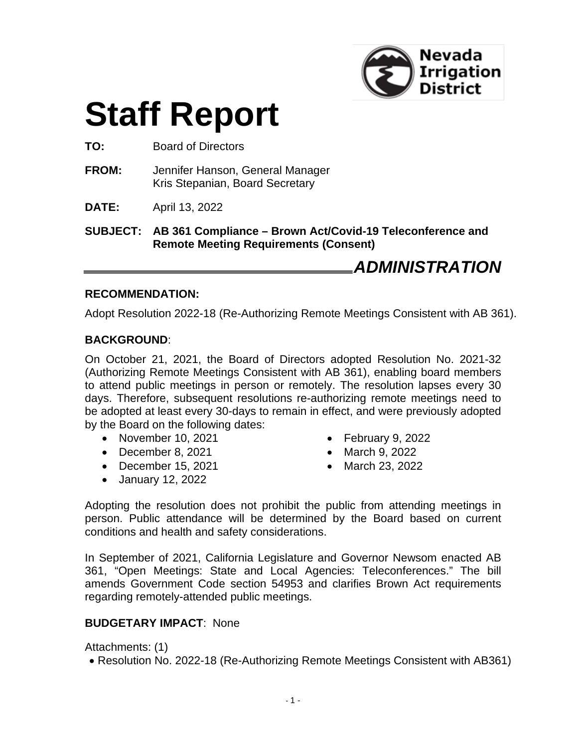Nevada Irrigation District

# Staff Report

**TO:** Board of Directors

**FROM:** Jennifer Hanson, General Manager
Kris Stepanian, Board Secretary

**DATE:** April 13, 2022

**SUBJECT: AB 361 Compliance – Brown Act/Covid-19 Teleconference and Remote Meeting Requirements (Consent)**

***ADMINISTRATION***

**RECOMMENDATION:**

Adopt Resolution 2022-18 (Re-Authorizing Remote Meetings Consistent with AB 361).

**BACKGROUND**:

On October 21, 2021, the Board of Directors adopted Resolution No. 2021-32 (Authorizing Remote Meetings Consistent with AB 361), enabling board members to attend public meetings in person or remotely. The resolution lapses every 30 days. Therefore, subsequent resolutions re-authorizing remote meetings need to be adopted at least every 30-days to remain in effect, and were previously adopted by the Board on the following dates:

- November 10, 2021
- December 8, 2021
- December 15, 2021
- January 12, 2022
- February 9, 2022
- March 9, 2022
- March 23, 2022

Adopting the resolution does not prohibit the public from attending meetings in person. Public attendance will be determined by the Board based on current conditions and health and safety considerations.

In September of 2021, California Legislature and Governor Newsom enacted AB 361, "Open Meetings: State and Local Agencies: Teleconferences." The bill amends Government Code section 54953 and clarifies Brown Act requirements regarding remotely-attended public meetings.

**BUDGETARY IMPACT**: None

Attachments: (1)

- Resolution No. 2022-18 (Re-Authorizing Remote Meetings Consistent with AB361)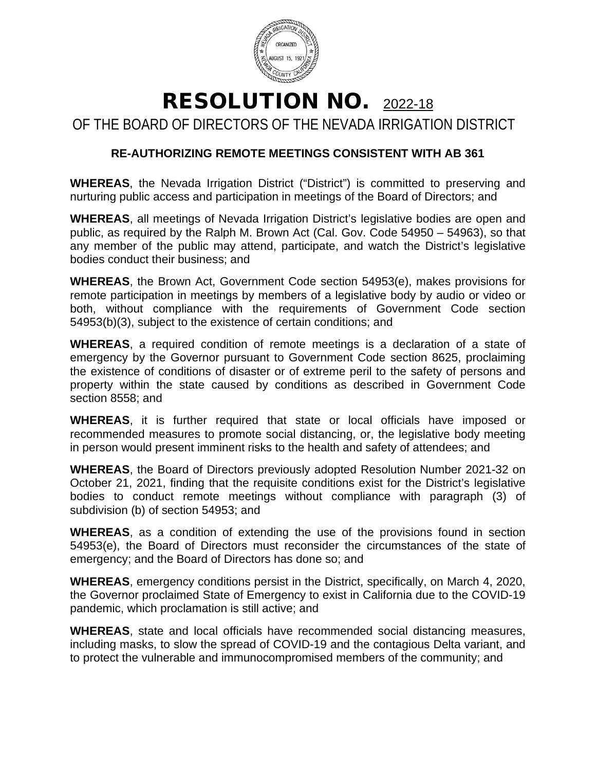# RESOLUTION NO. 2022-18

## OF THE BOARD OF DIRECTORS OF THE NEVADA IRRIGATION DISTRICT

### RE-AUTHORIZING REMOTE MEETINGS CONSISTENT WITH AB 361

**WHEREAS**, the Nevada Irrigation District ("District") is committed to preserving and nurturing public access and participation in meetings of the Board of Directors; and

**WHEREAS**, all meetings of Nevada Irrigation District's legislative bodies are open and public, as required by the Ralph M. Brown Act (Cal. Gov. Code 54950 – 54963), so that any member of the public may attend, participate, and watch the District's legislative bodies conduct their business; and

**WHEREAS**, the Brown Act, Government Code section 54953(e), makes provisions for remote participation in meetings by members of a legislative body by audio or video or both, without compliance with the requirements of Government Code section 54953(b)(3), subject to the existence of certain conditions; and

**WHEREAS**, a required condition of remote meetings is a declaration of a state of emergency by the Governor pursuant to Government Code section 8625, proclaiming the existence of conditions of disaster or of extreme peril to the safety of persons and property within the state caused by conditions as described in Government Code section 8558; and

**WHEREAS**, it is further required that state or local officials have imposed or recommended measures to promote social distancing, or, the legislative body meeting in person would present imminent risks to the health and safety of attendees; and

**WHEREAS**, the Board of Directors previously adopted Resolution Number 2021-32 on October 21, 2021, finding that the requisite conditions exist for the District's legislative bodies to conduct remote meetings without compliance with paragraph (3) of subdivision (b) of section 54953; and

**WHEREAS**, as a condition of extending the use of the provisions found in section 54953(e), the Board of Directors must reconsider the circumstances of the state of emergency; and the Board of Directors has done so; and

**WHEREAS**, emergency conditions persist in the District, specifically, on March 4, 2020, the Governor proclaimed State of Emergency to exist in California due to the COVID-19 pandemic, which proclamation is still active; and

**WHEREAS**, state and local officials have recommended social distancing measures, including masks, to slow the spread of COVID-19 and the contagious Delta variant, and to protect the vulnerable and immunocompromised members of the community; and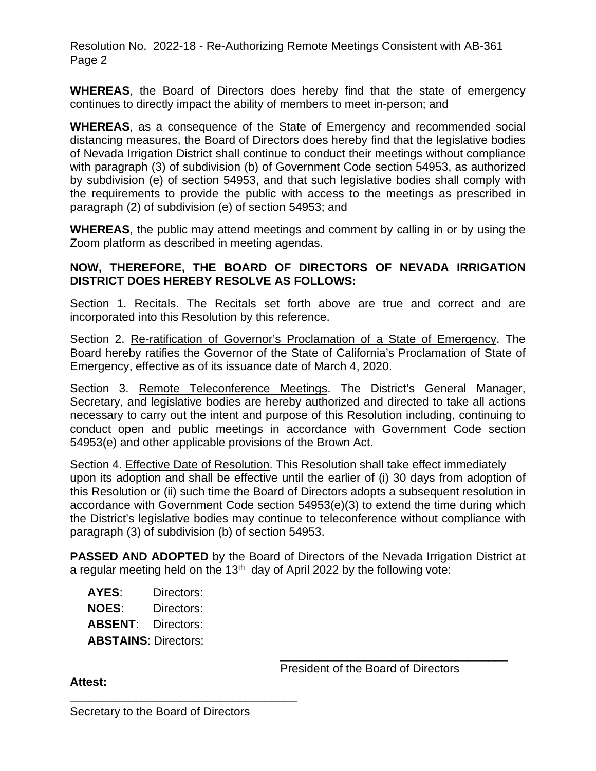**WHEREAS**, the Board of Directors does hereby find that the state of emergency continues to directly impact the ability of members to meet in-person; and

**WHEREAS**, as a consequence of the State of Emergency and recommended social distancing measures, the Board of Directors does hereby find that the legislative bodies of Nevada Irrigation District shall continue to conduct their meetings without compliance with paragraph (3) of subdivision (b) of Government Code section 54953, as authorized by subdivision (e) of section 54953, and that such legislative bodies shall comply with the requirements to provide the public with access to the meetings as prescribed in paragraph (2) of subdivision (e) of section 54953; and

**WHEREAS**, the public may attend meetings and comment by calling in or by using the Zoom platform as described in meeting agendas.

**NOW, THEREFORE, THE BOARD OF DIRECTORS OF NEVADA IRRIGATION DISTRICT DOES HEREBY RESOLVE AS FOLLOWS:**

Section 1. Recitals. The Recitals set forth above are true and correct and are incorporated into this Resolution by this reference.

Section 2. Re-ratification of Governor's Proclamation of a State of Emergency. The Board hereby ratifies the Governor of the State of California's Proclamation of State of Emergency, effective as of its issuance date of March 4, 2020.

Section 3. Remote Teleconference Meetings. The District's General Manager, Secretary, and legislative bodies are hereby authorized and directed to take all actions necessary to carry out the intent and purpose of this Resolution including, continuing to conduct open and public meetings in accordance with Government Code section 54953(e) and other applicable provisions of the Brown Act.

Section 4. Effective Date of Resolution. This Resolution shall take effect immediately upon its adoption and shall be effective until the earlier of (i) 30 days from adoption of this Resolution or (ii) such time the Board of Directors adopts a subsequent resolution in accordance with Government Code section 54953(e)(3) to extend the time during which the District's legislative bodies may continue to teleconference without compliance with paragraph (3) of subdivision (b) of section 54953.

**PASSED AND ADOPTED** by the Board of Directors of the Nevada Irrigation District at a regular meeting held on the 13th day of April 2022 by the following vote:

**AYES**: Directors:
**NOES**: Directors:
**ABSENT**: Directors:
**ABSTAINS**: Directors:

___________________________________
President of the Board of Directors

**Attest:**

___________________________________
Secretary to the Board of Directors